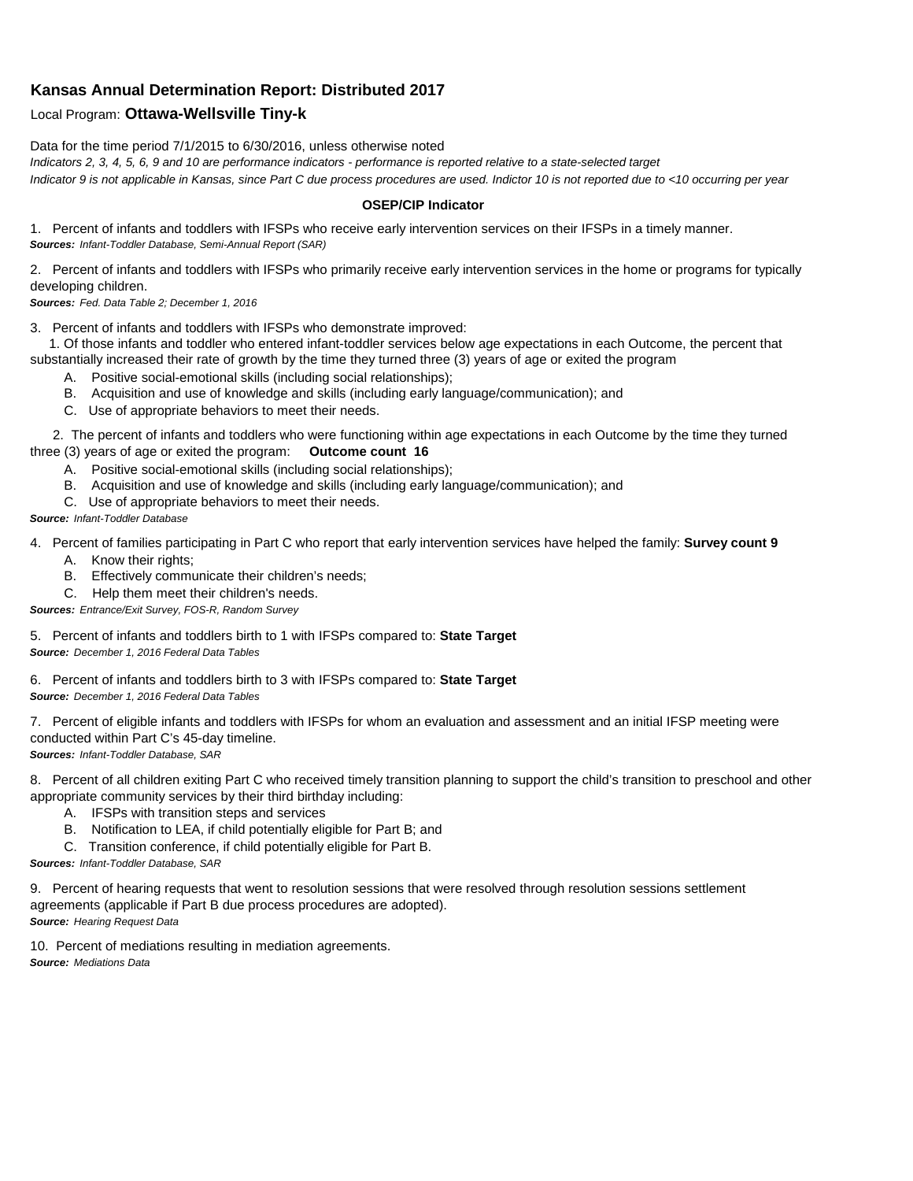## Kansas Annual Determination Report: Distributed 2017

Local Program: **Ottawa-Wellsville Tiny-k**

Data for the time period 7/1/2015 to 6/30/2016, unless otherwise noted

*Indicators 2, 3, 4, 5, 6, 9 and 10 are performance indicators - performance is reported relative to a state-selected target*

*Indicator 9 is not applicable in Kansas, since Part C due process procedures are used. Indictor 10 is not reported due to <10 occurring per year*

### OSEP/CIP Indicator

1. Percent of infants and toddlers with IFSPs who receive early intervention services on their IFSPs in a timely manner.
***Sources:*** *Infant-Toddler Database, Semi-Annual Report (SAR)*

2. Percent of infants and toddlers with IFSPs who primarily receive early intervention services in the home or programs for typically developing children.
***Sources:*** *Fed. Data Table 2; December 1, 2016*

3. Percent of infants and toddlers with IFSPs who demonstrate improved:
   1. Of those infants and toddler who entered infant-toddler services below age expectations in each Outcome, the percent that substantially increased their rate of growth by the time they turned three (3) years of age or exited the program
      - A. Positive social-emotional skills (including social relationships);
      - B. Acquisition and use of knowledge and skills (including early language/communication); and
      - C. Use of appropriate behaviors to meet their needs.
   2. The percent of infants and toddlers who were functioning within age expectations in each Outcome by the time they turned three (3) years of age or exited the program: **Outcome count 16**
      - A. Positive social-emotional skills (including social relationships);
      - B. Acquisition and use of knowledge and skills (including early language/communication); and
      - C. Use of appropriate behaviors to meet their needs.

***Source:*** *Infant-Toddler Database*

4. Percent of families participating in Part C who report that early intervention services have helped the family: **Survey count 9**
   - A. Know their rights;
   - B. Effectively communicate their children's needs;
   - C. Help them meet their children's needs.

***Sources:*** *Entrance/Exit Survey, FOS-R, Random Survey*

5. Percent of infants and toddlers birth to 1 with IFSPs compared to: **State Target**
***Source:*** *December 1, 2016 Federal Data Tables*

6. Percent of infants and toddlers birth to 3 with IFSPs compared to: **State Target**
***Source:*** *December 1, 2016 Federal Data Tables*

7. Percent of eligible infants and toddlers with IFSPs for whom an evaluation and assessment and an initial IFSP meeting were conducted within Part C's 45-day timeline.
***Sources:*** *Infant-Toddler Database, SAR*

8. Percent of all children exiting Part C who received timely transition planning to support the child's transition to preschool and other appropriate community services by their third birthday including:
   - A. IFSPs with transition steps and services
   - B. Notification to LEA, if child potentially eligible for Part B; and
   - C. Transition conference, if child potentially eligible for Part B.

***Sources:*** *Infant-Toddler Database, SAR*

9. Percent of hearing requests that went to resolution sessions that were resolved through resolution sessions settlement agreements (applicable if Part B due process procedures are adopted).
***Source:*** *Hearing Request Data*

10. Percent of mediations resulting in mediation agreements.
***Source:*** *Mediations Data*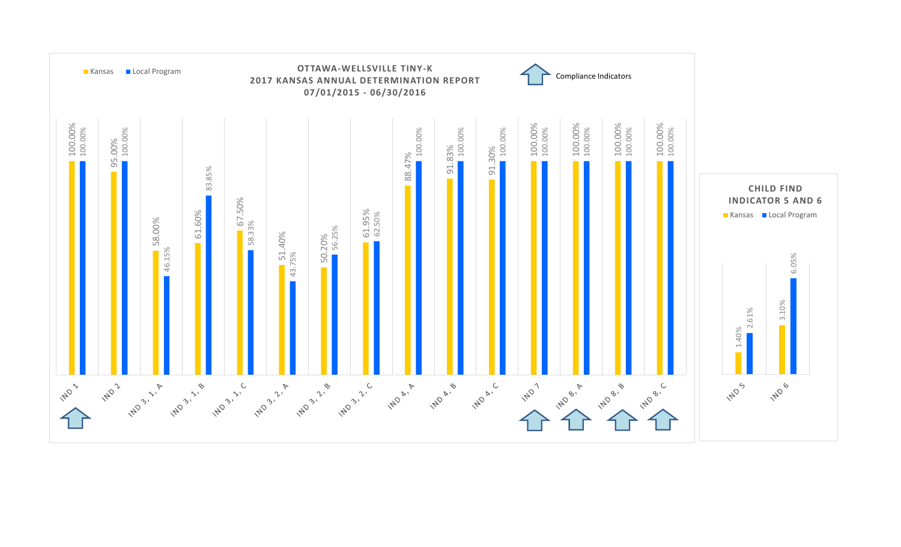**OTTAWA-WELLSVILLE TINY-K**
**2017 KANSAS ANNUAL DETERMINATION REPORT**
**07/01/2015 - 06/30/2016**

Kansas
Local Program

Compliance Indicators

IND 1: 100.00% 100.00%
IND 2: 95.00% 100.00%
IND 3, 1, A: 58.00% 46.15%
IND 3, 1, B: 61.60% 83.85%
IND 3, 1, C: 67.50% 58.33%
IND 3, 2, A: 51.40% 43.75%
IND 3, 2, B: 50.20% 56.25%
IND 3, 2, C: 61.95% 62.50%
IND 4, A: 88.47% 100.00%
IND 4, B: 91.83% 100.00%
IND 4, C: 91.30% 100.00%
IND 7: 100.00% 100.00%
IND 8, A: 100.00% 100.00%
IND 8, B: 100.00% 100.00%
IND 8, C: 100.00% 100.00%

**CHILD FIND**
**INDICATOR 5 AND 6**

Kansas
Local Program

IND 5: 1.40% 2.61%
IND 6: 3.10% 6.05%